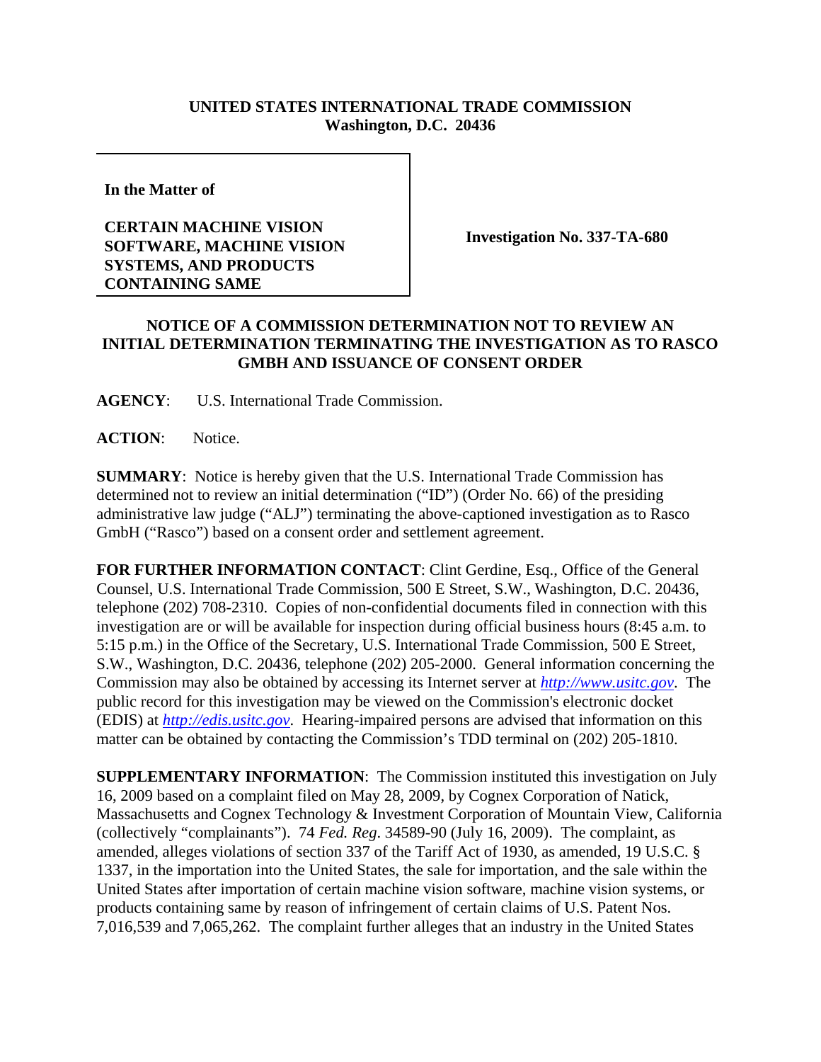**UNITED STATES INTERNATIONAL TRADE COMMISSION**
**Washington, D.C. 20436**

**In the Matter of**

**CERTAIN MACHINE VISION SOFTWARE, MACHINE VISION SYSTEMS, AND PRODUCTS CONTAINING SAME**

**Investigation No. 337-TA-680**

**NOTICE OF A COMMISSION DETERMINATION NOT TO REVIEW AN INITIAL DETERMINATION TERMINATING THE INVESTIGATION AS TO RASCO GMBH AND ISSUANCE OF CONSENT ORDER**

**AGENCY**: U.S. International Trade Commission.

**ACTION**: Notice.

**SUMMARY**: Notice is hereby given that the U.S. International Trade Commission has determined not to review an initial determination ("ID") (Order No. 66) of the presiding administrative law judge ("ALJ") terminating the above-captioned investigation as to Rasco GmbH ("Rasco") based on a consent order and settlement agreement.

**FOR FURTHER INFORMATION CONTACT**: Clint Gerdine, Esq., Office of the General Counsel, U.S. International Trade Commission, 500 E Street, S.W., Washington, D.C. 20436, telephone (202) 708-2310. Copies of non-confidential documents filed in connection with this investigation are or will be available for inspection during official business hours (8:45 a.m. to 5:15 p.m.) in the Office of the Secretary, U.S. International Trade Commission, 500 E Street, S.W., Washington, D.C. 20436, telephone (202) 205-2000. General information concerning the Commission may also be obtained by accessing its Internet server at *http://www.usitc.gov*. The public record for this investigation may be viewed on the Commission's electronic docket (EDIS) at *http://edis.usitc.gov*. Hearing-impaired persons are advised that information on this matter can be obtained by contacting the Commission's TDD terminal on (202) 205-1810.

**SUPPLEMENTARY INFORMATION**: The Commission instituted this investigation on July 16, 2009 based on a complaint filed on May 28, 2009, by Cognex Corporation of Natick, Massachusetts and Cognex Technology & Investment Corporation of Mountain View, California (collectively "complainants"). 74 *Fed. Reg*. 34589-90 (July 16, 2009). The complaint, as amended, alleges violations of section 337 of the Tariff Act of 1930, as amended, 19 U.S.C. § 1337, in the importation into the United States, the sale for importation, and the sale within the United States after importation of certain machine vision software, machine vision systems, or products containing same by reason of infringement of certain claims of U.S. Patent Nos. 7,016,539 and 7,065,262. The complaint further alleges that an industry in the United States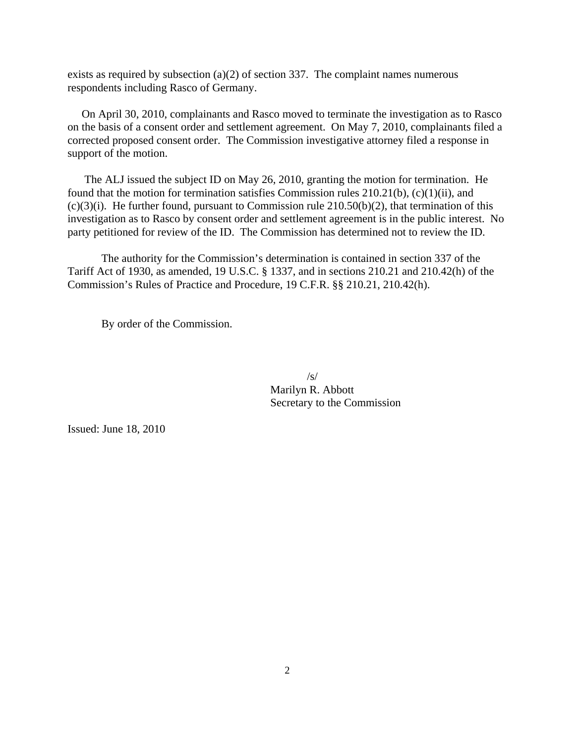exists as required by subsection (a)(2) of section 337. The complaint names numerous respondents including Rasco of Germany.

On April 30, 2010, complainants and Rasco moved to terminate the investigation as to Rasco on the basis of a consent order and settlement agreement. On May 7, 2010, complainants filed a corrected proposed consent order. The Commission investigative attorney filed a response in support of the motion.

The ALJ issued the subject ID on May 26, 2010, granting the motion for termination. He found that the motion for termination satisfies Commission rules 210.21(b), (c)(1)(ii), and (c)(3)(i). He further found, pursuant to Commission rule 210.50(b)(2), that termination of this investigation as to Rasco by consent order and settlement agreement is in the public interest. No party petitioned for review of the ID. The Commission has determined not to review the ID.

The authority for the Commission's determination is contained in section 337 of the Tariff Act of 1930, as amended, 19 U.S.C. § 1337, and in sections 210.21 and 210.42(h) of the Commission's Rules of Practice and Procedure, 19 C.F.R. §§ 210.21, 210.42(h).

By order of the Commission.

/s/
Marilyn R. Abbott
Secretary to the Commission

Issued: June 18, 2010